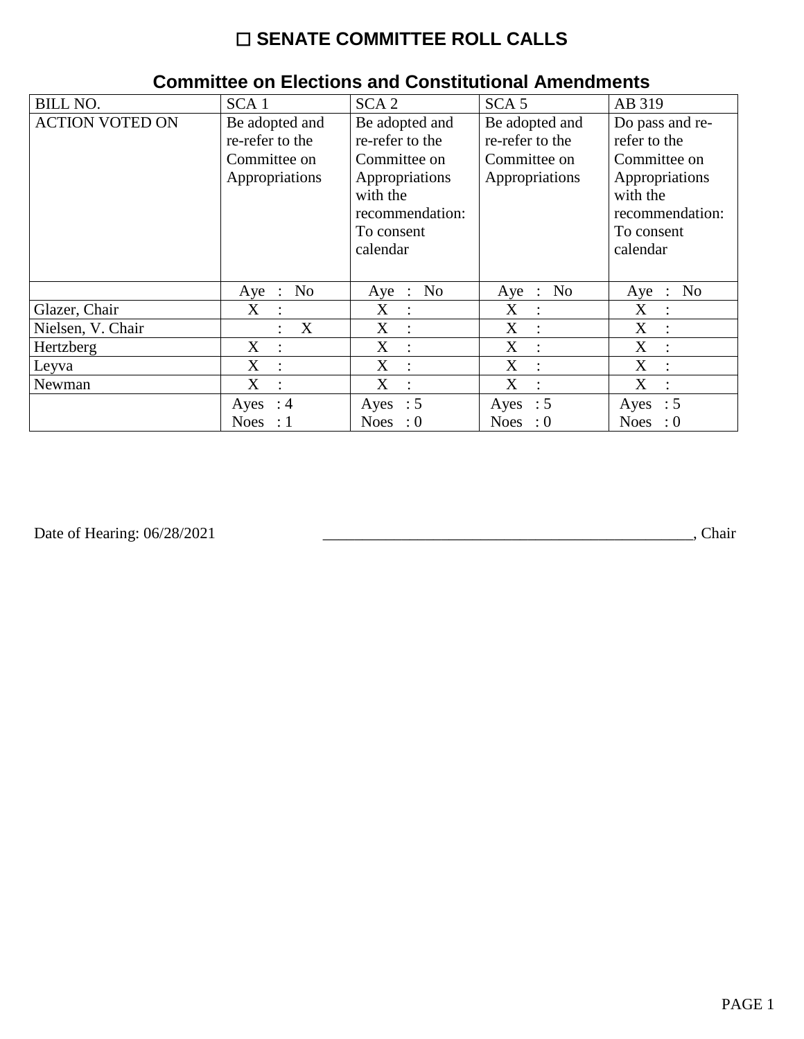# ☐ SENATE COMMITTEE ROLL CALLS

## Committee on Elections and Constitutional Amendments

| BILL NO. | SCA 1 | SCA 2 | SCA 5 | AB 319 |
|---|---|---|---|---|
| ACTION VOTED ON | Be adopted and re-refer to the Committee on Appropriations | Be adopted and re-refer to the Committee on Appropriations with the recommendation: To consent calendar | Be adopted and re-refer to the Committee on Appropriations | Do pass and re-refer to the Committee on Appropriations with the recommendation: To consent calendar |
| | Aye : No | Aye : No | Aye : No | Aye : No |
| Glazer, Chair | X : | X : | X : | X : |
| Nielsen, V. Chair | : X | X : | X : | X : |
| Hertzberg | X : | X : | X : | X : |
| Leyva | X : | X : | X : | X : |
| Newman | X : | X : | X : | X : |
| | Ayes : 4 Noes : 1 | Ayes : 5 Noes : 0 | Ayes : 5 Noes : 0 | Ayes : 5 Noes : 0 |

Date of Hearing: 06/28/2021 _______________________________________________, Chair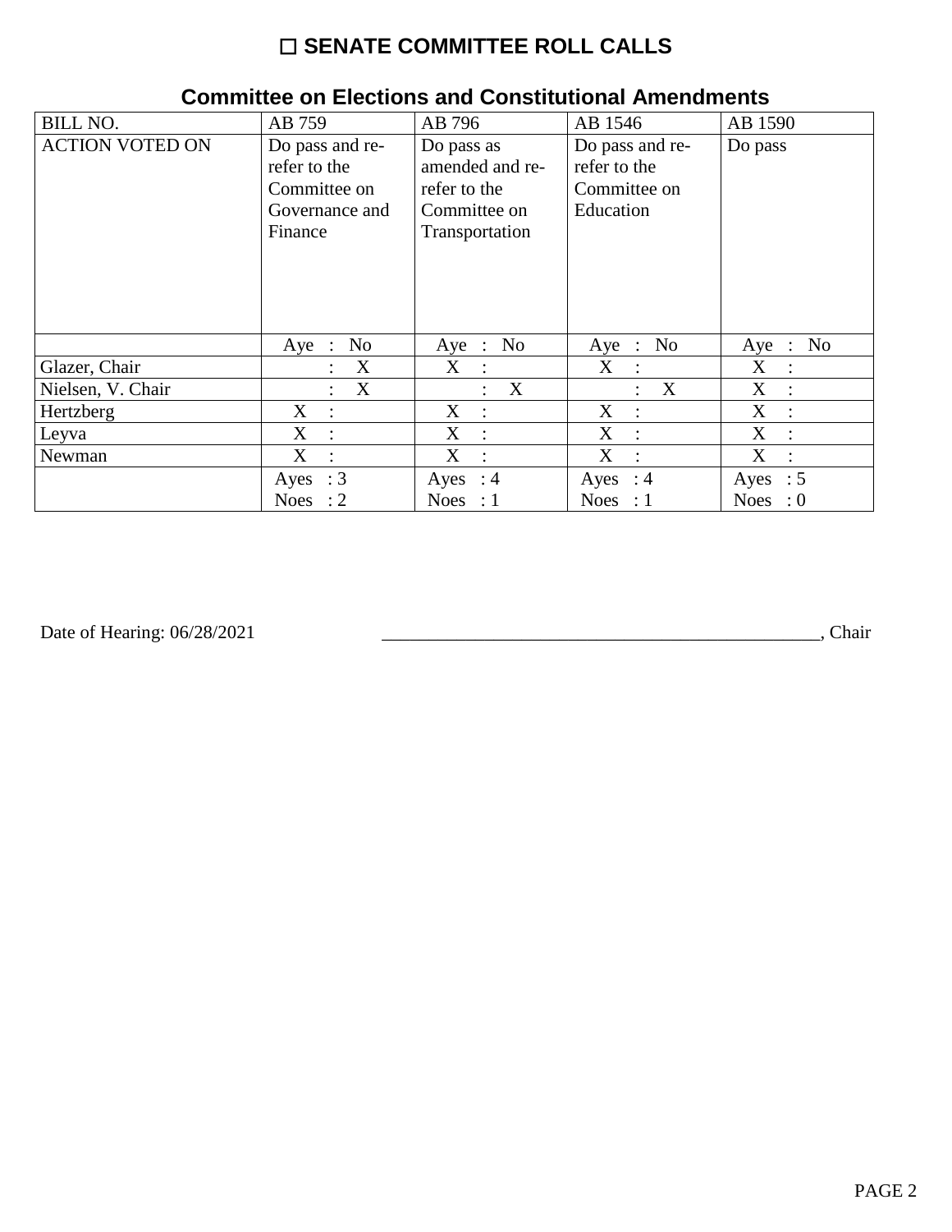# ☐ SENATE COMMITTEE ROLL CALLS

## Committee on Elections and Constitutional Amendments

| BILL NO. | AB 759 | AB 796 | AB 1546 | AB 1590 |
|---|---|---|---|---|
| ACTION VOTED ON | Do pass and re-refer to the Committee on Governance and Finance | Do pass as amended and re-refer to the Committee on Transportation | Do pass and re-refer to the Committee on Education | Do pass |
| | Aye : No | Aye : No | Aye : No | Aye : No |
| Glazer, Chair | : X | X : | X : | X : |
| Nielsen, V. Chair | : X | : X | : X | X : |
| Hertzberg | X : | X : | X : | X : |
| Leyva | X : | X : | X : | X : |
| Newman | X : | X : | X : | X : |
| | Ayes : 3<br>Noes : 2 | Ayes : 4<br>Noes : 1 | Ayes : 4<br>Noes : 1 | Ayes : 5<br>Noes : 0 |

Date of Hearing: 06/28/2021

_______________________________________________, Chair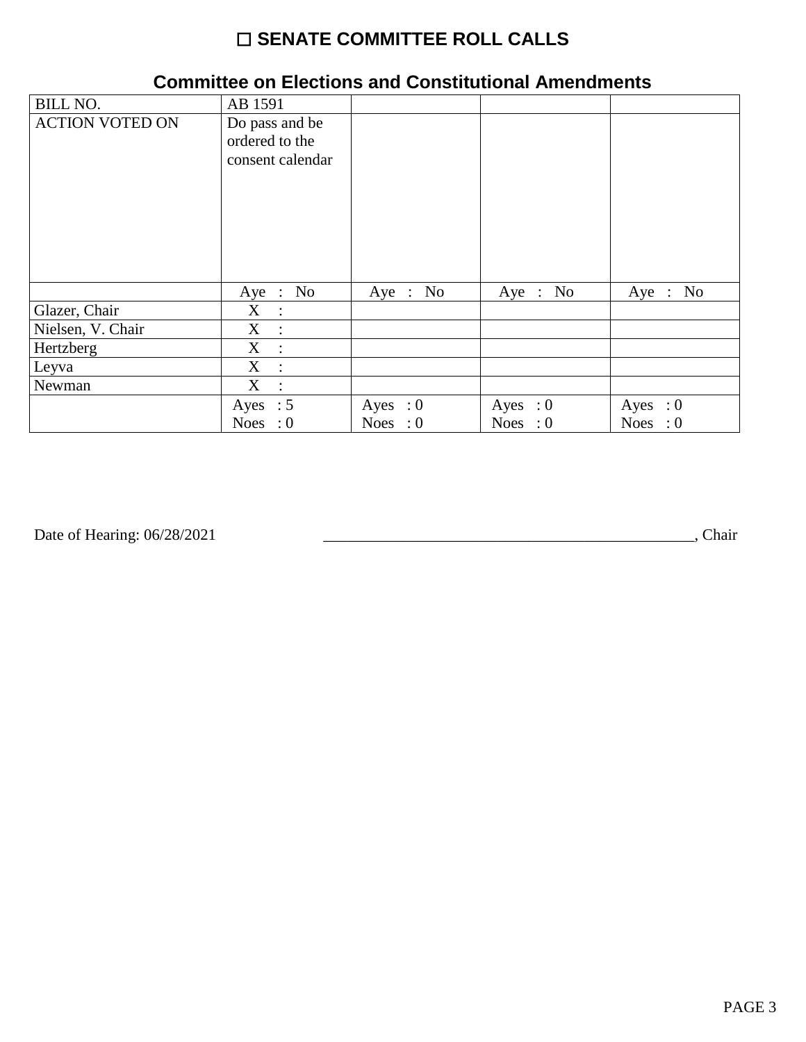# ☐ SENATE COMMITTEE ROLL CALLS

## Committee on Elections and Constitutional Amendments

| | | | | |
|---|---|---|---|---|
| BILL NO. | AB 1591 | | | |
| ACTION VOTED ON | Do pass and be ordered to the consent calendar | | | |
| | Aye : No | Aye : No | Aye : No | Aye : No |
| Glazer, Chair | X : | | | |
| Nielsen, V. Chair | X : | | | |
| Hertzberg | X : | | | |
| Leyva | X : | | | |
| Newman | X : | | | |
| | Ayes : 5<br>Noes : 0 | Ayes : 0<br>Noes : 0 | Ayes : 0<br>Noes : 0 | Ayes : 0<br>Noes : 0 |

Date of Hearing: 06/28/2021 ________________________________________________, Chair